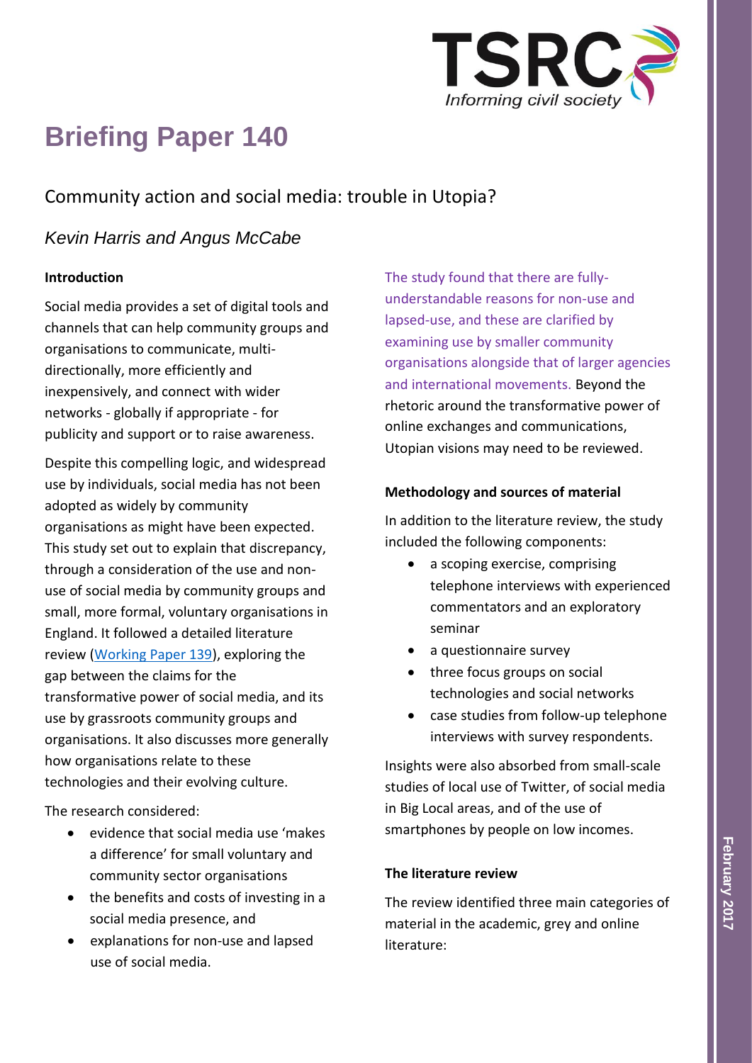# Briefing Paper 140

## Community action and social media: trouble in Utopia?

*Kevin Harris and Angus McCabe*

### Introduction

Social media provides a set of digital tools and channels that can help community groups and organisations to communicate, multi-directionally, more efficiently and inexpensively, and connect with wider networks - globally if appropriate - for publicity and support or to raise awareness.

Despite this compelling logic, and widespread use by individuals, social media has not been adopted as widely by community organisations as might have been expected. This study set out to explain that discrepancy, through a consideration of the use and non-use of social media by community groups and small, more formal, voluntary organisations in England. It followed a detailed literature review (Working Paper 139), exploring the gap between the claims for the transformative power of social media, and its use by grassroots community groups and organisations. It also discusses more generally how organisations relate to these technologies and their evolving culture.

The research considered:

- evidence that social media use 'makes a difference' for small voluntary and community sector organisations
- the benefits and costs of investing in a social media presence, and
- explanations for non-use and lapsed use of social media.

The study found that there are fully-understandable reasons for non-use and lapsed-use, and these are clarified by examining use by smaller community organisations alongside that of larger agencies and international movements. Beyond the rhetoric around the transformative power of online exchanges and communications, Utopian visions may need to be reviewed.

### Methodology and sources of material

In addition to the literature review, the study included the following components:

- a scoping exercise, comprising telephone interviews with experienced commentators and an exploratory seminar
- a questionnaire survey
- three focus groups on social technologies and social networks
- case studies from follow-up telephone interviews with survey respondents.

Insights were also absorbed from small-scale studies of local use of Twitter, of social media in Big Local areas, and of the use of smartphones by people on low incomes.

### The literature review

The review identified three main categories of material in the academic, grey and online literature: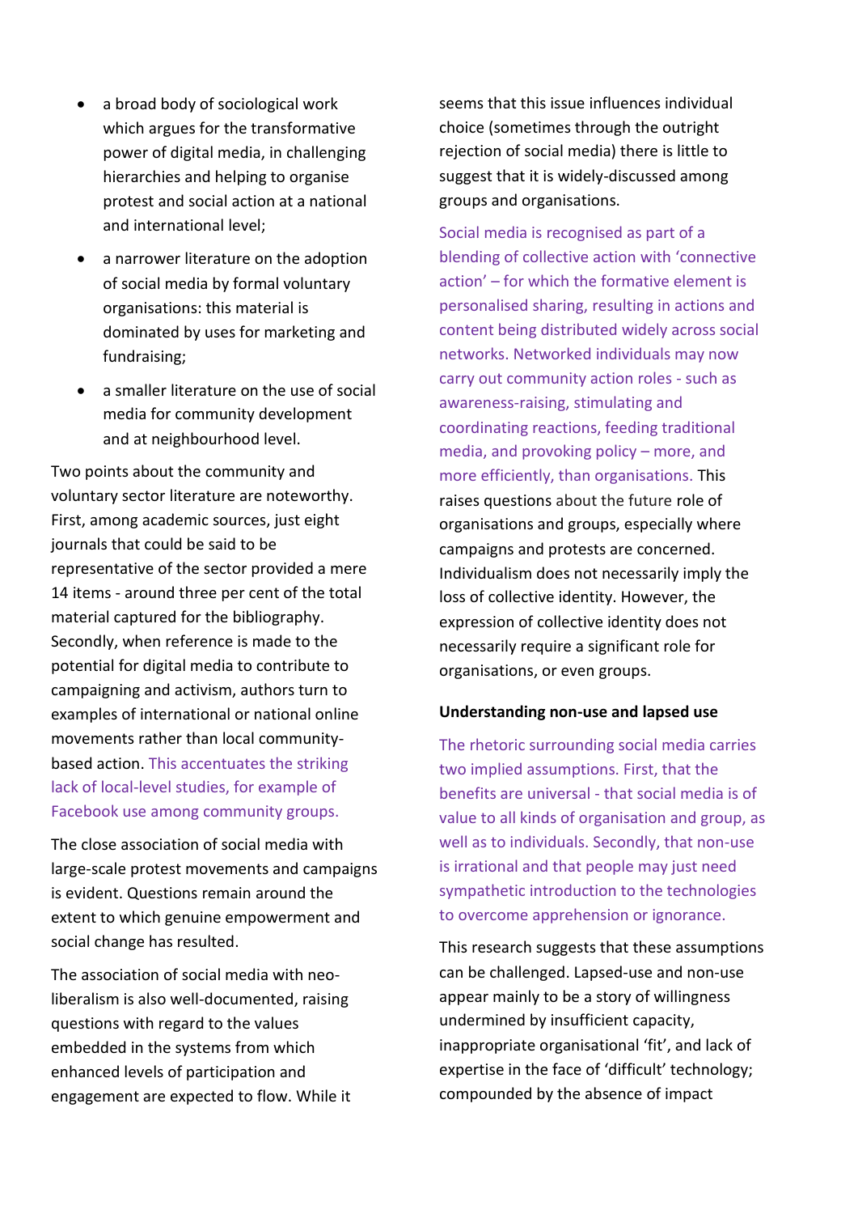- a broad body of sociological work which argues for the transformative power of digital media, in challenging hierarchies and helping to organise protest and social action at a national and international level;
- a narrower literature on the adoption of social media by formal voluntary organisations: this material is dominated by uses for marketing and fundraising;
- a smaller literature on the use of social media for community development and at neighbourhood level.

Two points about the community and voluntary sector literature are noteworthy. First, among academic sources, just eight journals that could be said to be representative of the sector provided a mere 14 items - around three per cent of the total material captured for the bibliography. Secondly, when reference is made to the potential for digital media to contribute to campaigning and activism, authors turn to examples of international or national online movements rather than local community-based action. This accentuates the striking lack of local-level studies, for example of Facebook use among community groups.

The close association of social media with large-scale protest movements and campaigns is evident. Questions remain around the extent to which genuine empowerment and social change has resulted.

The association of social media with neo-liberalism is also well-documented, raising questions with regard to the values embedded in the systems from which enhanced levels of participation and engagement are expected to flow. While it seems that this issue influences individual choice (sometimes through the outright rejection of social media) there is little to suggest that it is widely-discussed among groups and organisations.

Social media is recognised as part of a blending of collective action with 'connective action' – for which the formative element is personalised sharing, resulting in actions and content being distributed widely across social networks. Networked individuals may now carry out community action roles - such as awareness-raising, stimulating and coordinating reactions, feeding traditional media, and provoking policy – more, and more efficiently, than organisations. This raises questions about the future role of organisations and groups, especially where campaigns and protests are concerned. Individualism does not necessarily imply the loss of collective identity. However, the expression of collective identity does not necessarily require a significant role for organisations, or even groups.

**Understanding non-use and lapsed use**

The rhetoric surrounding social media carries two implied assumptions. First, that the benefits are universal - that social media is of value to all kinds of organisation and group, as well as to individuals. Secondly, that non-use is irrational and that people may just need sympathetic introduction to the technologies to overcome apprehension or ignorance.

This research suggests that these assumptions can be challenged. Lapsed-use and non-use appear mainly to be a story of willingness undermined by insufficient capacity, inappropriate organisational 'fit', and lack of expertise in the face of 'difficult' technology; compounded by the absence of impact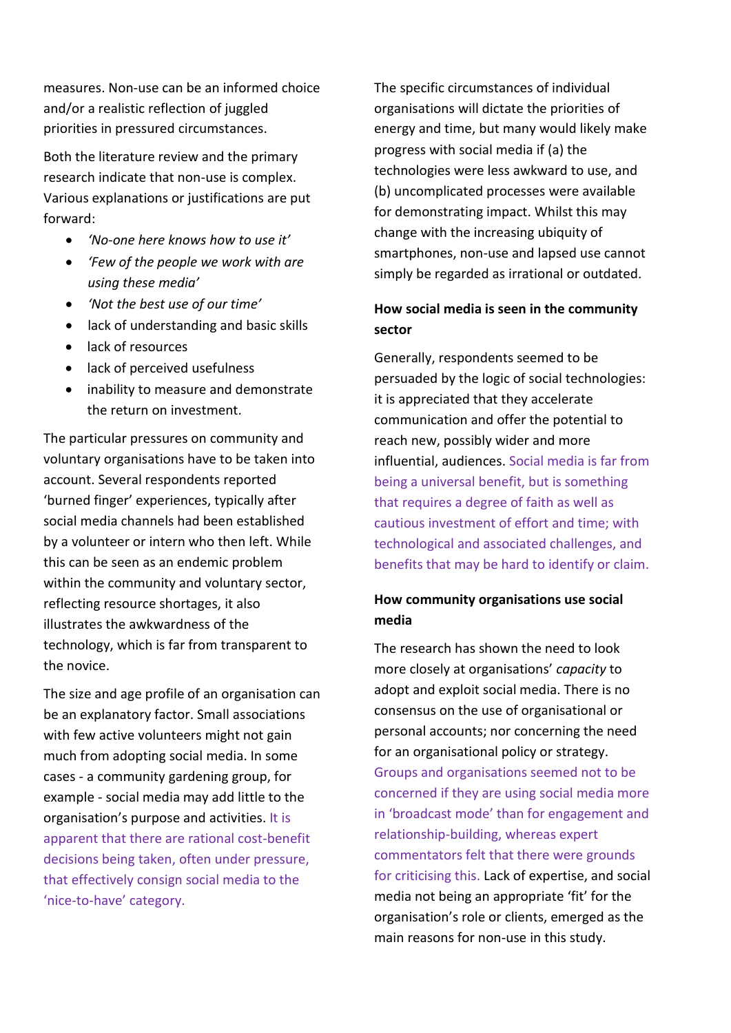measures. Non-use can be an informed choice and/or a realistic reflection of juggled priorities in pressured circumstances.

Both the literature review and the primary research indicate that non-use is complex. Various explanations or justifications are put forward:

- *'No-one here knows how to use it'*
- *'Few of the people we work with are using these media'*
- *'Not the best use of our time'*
- lack of understanding and basic skills
- lack of resources
- lack of perceived usefulness
- inability to measure and demonstrate the return on investment.

The particular pressures on community and voluntary organisations have to be taken into account. Several respondents reported 'burned finger' experiences, typically after social media channels had been established by a volunteer or intern who then left. While this can be seen as an endemic problem within the community and voluntary sector, reflecting resource shortages, it also illustrates the awkwardness of the technology, which is far from transparent to the novice.

The size and age profile of an organisation can be an explanatory factor. Small associations with few active volunteers might not gain much from adopting social media. In some cases - a community gardening group, for example - social media may add little to the organisation's purpose and activities. It is apparent that there are rational cost-benefit decisions being taken, often under pressure, that effectively consign social media to the 'nice-to-have' category.

The specific circumstances of individual organisations will dictate the priorities of energy and time, but many would likely make progress with social media if (a) the technologies were less awkward to use, and (b) uncomplicated processes were available for demonstrating impact. Whilst this may change with the increasing ubiquity of smartphones, non-use and lapsed use cannot simply be regarded as irrational or outdated.

**How social media is seen in the community sector**

Generally, respondents seemed to be persuaded by the logic of social technologies: it is appreciated that they accelerate communication and offer the potential to reach new, possibly wider and more influential, audiences. Social media is far from being a universal benefit, but is something that requires a degree of faith as well as cautious investment of effort and time; with technological and associated challenges, and benefits that may be hard to identify or claim.

**How community organisations use social media**

The research has shown the need to look more closely at organisations' *capacity* to adopt and exploit social media. There is no consensus on the use of organisational or personal accounts; nor concerning the need for an organisational policy or strategy. Groups and organisations seemed not to be concerned if they are using social media more in 'broadcast mode' than for engagement and relationship-building, whereas expert commentators felt that there were grounds for criticising this. Lack of expertise, and social media not being an appropriate 'fit' for the organisation's role or clients, emerged as the main reasons for non-use in this study.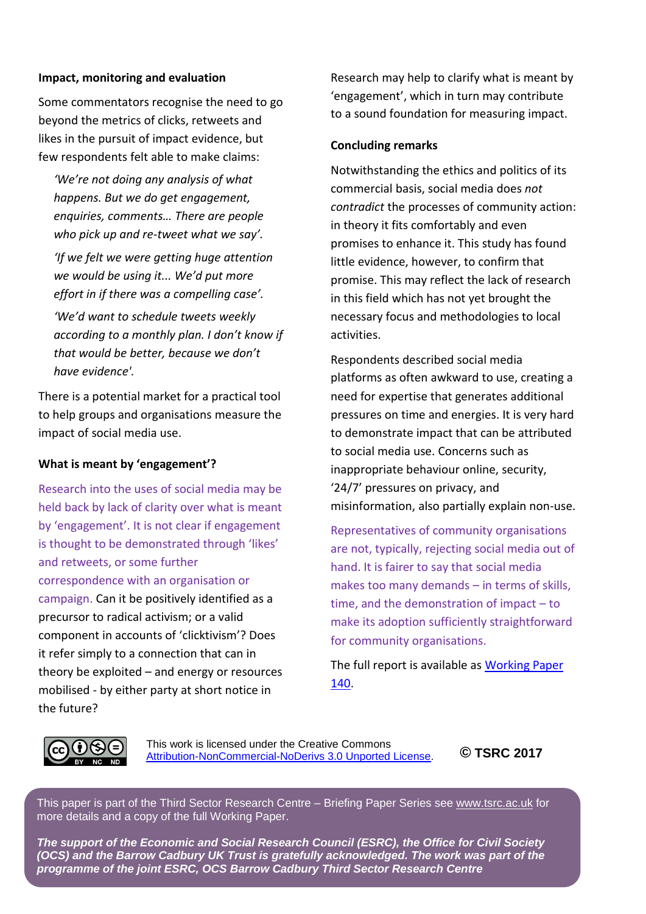### Impact, monitoring and evaluation

Some commentators recognise the need to go beyond the metrics of clicks, retweets and likes in the pursuit of impact evidence, but few respondents felt able to make claims:

> *'We're not doing any analysis of what happens. But we do get engagement, enquiries, comments… There are people who pick up and re-tweet what we say'.*
>
> *'If we felt we were getting huge attention we would be using it... We'd put more effort in if there was a compelling case'.*
>
> *'We'd want to schedule tweets weekly according to a monthly plan. I don't know if that would be better, because we don't have evidence'.*

There is a potential market for a practical tool to help groups and organisations measure the impact of social media use.

### What is meant by 'engagement'?

Research into the uses of social media may be held back by lack of clarity over what is meant by 'engagement'. It is not clear if engagement is thought to be demonstrated through 'likes' and retweets, or some further correspondence with an organisation or campaign. Can it be positively identified as a precursor to radical activism; or a valid component in accounts of 'clicktivism'? Does it refer simply to a connection that can in theory be exploited – and energy or resources mobilised - by either party at short notice in the future?

Research may help to clarify what is meant by 'engagement', which in turn may contribute to a sound foundation for measuring impact.

### Concluding remarks

Notwithstanding the ethics and politics of its commercial basis, social media does *not contradict* the processes of community action: in theory it fits comfortably and even promises to enhance it. This study has found little evidence, however, to confirm that promise. This may reflect the lack of research in this field which has not yet brought the necessary focus and methodologies to local activities.

Respondents described social media platforms as often awkward to use, creating a need for expertise that generates additional pressures on time and energies. It is very hard to demonstrate impact that can be attributed to social media use. Concerns such as inappropriate behaviour online, security, '24/7' pressures on privacy, and misinformation, also partially explain non-use.

Representatives of community organisations are not, typically, rejecting social media out of hand. It is fairer to say that social media makes too many demands – in terms of skills, time, and the demonstration of impact – to make its adoption sufficiently straightforward for community organisations.

The full report is available as [Working Paper 140](#).

This work is licensed under the Creative Commons [Attribution-NonCommercial-NoDerivs 3.0 Unported License](#).

**© TSRC 2017**

This paper is part of the Third Sector Research Centre – Briefing Paper Series see www.tsrc.ac.uk for more details and a copy of the full Working Paper.

***The support of the Economic and Social Research Council (ESRC), the Office for Civil Society (OCS) and the Barrow Cadbury UK Trust is gratefully acknowledged. The work was part of the programme of the joint ESRC, OCS Barrow Cadbury Third Sector Research Centre***